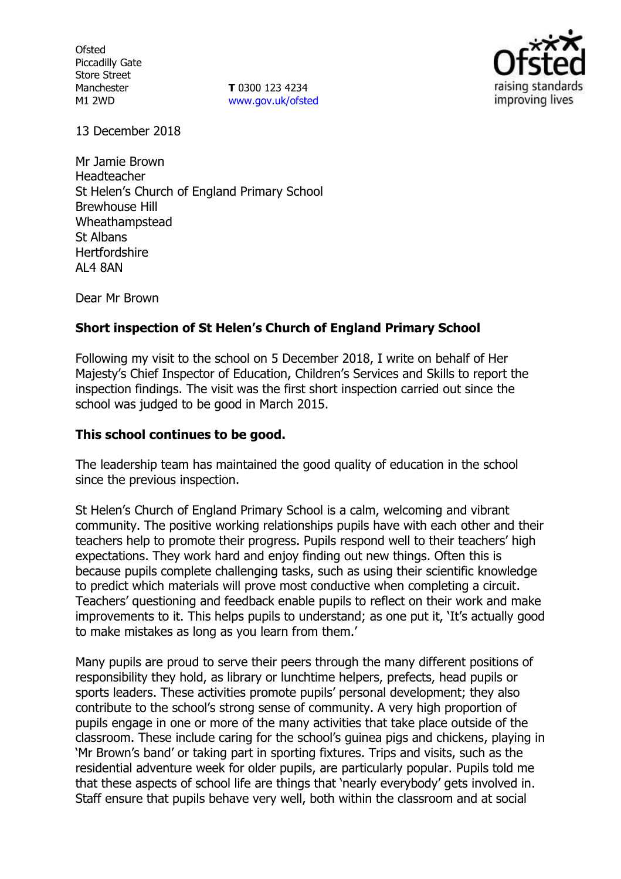Ofsted
Piccadilly Gate
Store Street
Manchester
M1 2WD

**T** 0300 123 4234
www.gov.uk/ofsted

13 December 2018

Mr Jamie Brown
Headteacher
St Helen's Church of England Primary School
Brewhouse Hill
Wheathampstead
St Albans
Hertfordshire
AL4 8AN

Dear Mr Brown

**Short inspection of St Helen's Church of England Primary School**

Following my visit to the school on 5 December 2018, I write on behalf of Her Majesty's Chief Inspector of Education, Children's Services and Skills to report the inspection findings. The visit was the first short inspection carried out since the school was judged to be good in March 2015.

**This school continues to be good.**

The leadership team has maintained the good quality of education in the school since the previous inspection.

St Helen's Church of England Primary School is a calm, welcoming and vibrant community. The positive working relationships pupils have with each other and their teachers help to promote their progress. Pupils respond well to their teachers' high expectations. They work hard and enjoy finding out new things. Often this is because pupils complete challenging tasks, such as using their scientific knowledge to predict which materials will prove most conductive when completing a circuit. Teachers' questioning and feedback enable pupils to reflect on their work and make improvements to it. This helps pupils to understand; as one put it, 'It's actually good to make mistakes as long as you learn from them.'

Many pupils are proud to serve their peers through the many different positions of responsibility they hold, as library or lunchtime helpers, prefects, head pupils or sports leaders. These activities promote pupils' personal development; they also contribute to the school's strong sense of community. A very high proportion of pupils engage in one or more of the many activities that take place outside of the classroom. These include caring for the school's guinea pigs and chickens, playing in 'Mr Brown's band' or taking part in sporting fixtures. Trips and visits, such as the residential adventure week for older pupils, are particularly popular. Pupils told me that these aspects of school life are things that 'nearly everybody' gets involved in. Staff ensure that pupils behave very well, both within the classroom and at social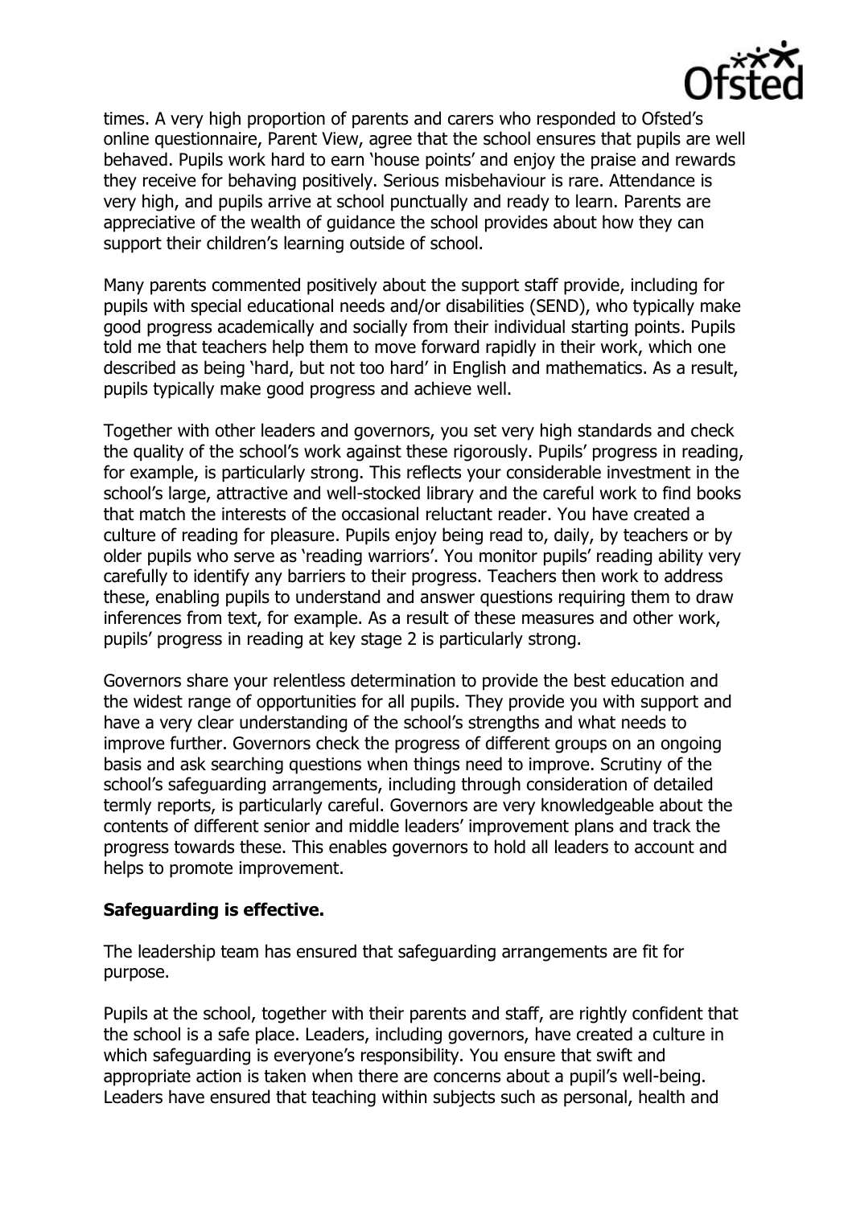times. A very high proportion of parents and carers who responded to Ofsted's online questionnaire, Parent View, agree that the school ensures that pupils are well behaved. Pupils work hard to earn 'house points' and enjoy the praise and rewards they receive for behaving positively. Serious misbehaviour is rare. Attendance is very high, and pupils arrive at school punctually and ready to learn. Parents are appreciative of the wealth of guidance the school provides about how they can support their children's learning outside of school.

Many parents commented positively about the support staff provide, including for pupils with special educational needs and/or disabilities (SEND), who typically make good progress academically and socially from their individual starting points. Pupils told me that teachers help them to move forward rapidly in their work, which one described as being 'hard, but not too hard' in English and mathematics. As a result, pupils typically make good progress and achieve well.

Together with other leaders and governors, you set very high standards and check the quality of the school's work against these rigorously. Pupils' progress in reading, for example, is particularly strong. This reflects your considerable investment in the school's large, attractive and well-stocked library and the careful work to find books that match the interests of the occasional reluctant reader. You have created a culture of reading for pleasure. Pupils enjoy being read to, daily, by teachers or by older pupils who serve as 'reading warriors'. You monitor pupils' reading ability very carefully to identify any barriers to their progress. Teachers then work to address these, enabling pupils to understand and answer questions requiring them to draw inferences from text, for example. As a result of these measures and other work, pupils' progress in reading at key stage 2 is particularly strong.

Governors share your relentless determination to provide the best education and the widest range of opportunities for all pupils. They provide you with support and have a very clear understanding of the school's strengths and what needs to improve further. Governors check the progress of different groups on an ongoing basis and ask searching questions when things need to improve. Scrutiny of the school's safeguarding arrangements, including through consideration of detailed termly reports, is particularly careful. Governors are very knowledgeable about the contents of different senior and middle leaders' improvement plans and track the progress towards these. This enables governors to hold all leaders to account and helps to promote improvement.

**Safeguarding is effective.**

The leadership team has ensured that safeguarding arrangements are fit for purpose.

Pupils at the school, together with their parents and staff, are rightly confident that the school is a safe place. Leaders, including governors, have created a culture in which safeguarding is everyone's responsibility. You ensure that swift and appropriate action is taken when there are concerns about a pupil's well-being. Leaders have ensured that teaching within subjects such as personal, health and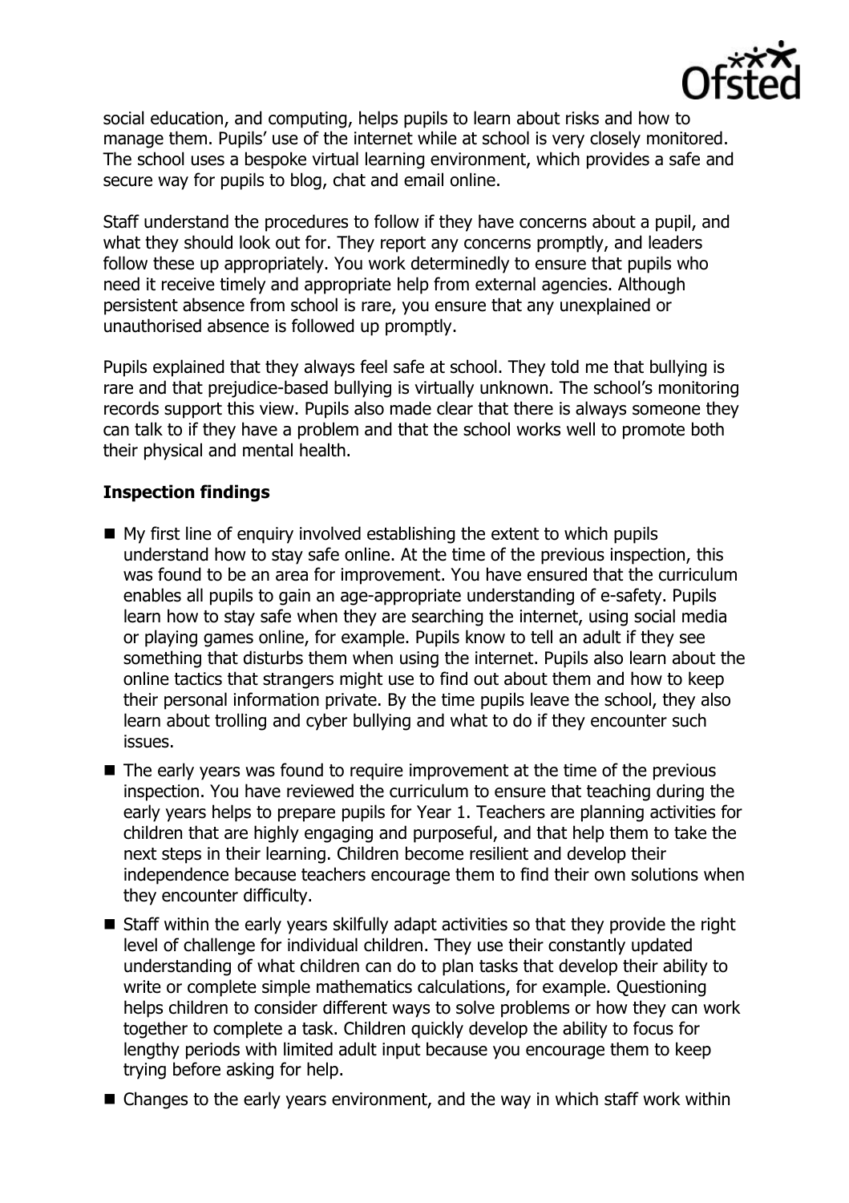social education, and computing, helps pupils to learn about risks and how to manage them. Pupils' use of the internet while at school is very closely monitored. The school uses a bespoke virtual learning environment, which provides a safe and secure way for pupils to blog, chat and email online.

Staff understand the procedures to follow if they have concerns about a pupil, and what they should look out for. They report any concerns promptly, and leaders follow these up appropriately. You work determinedly to ensure that pupils who need it receive timely and appropriate help from external agencies. Although persistent absence from school is rare, you ensure that any unexplained or unauthorised absence is followed up promptly.

Pupils explained that they always feel safe at school. They told me that bullying is rare and that prejudice-based bullying is virtually unknown. The school's monitoring records support this view. Pupils also made clear that there is always someone they can talk to if they have a problem and that the school works well to promote both their physical and mental health.

## Inspection findings

- My first line of enquiry involved establishing the extent to which pupils understand how to stay safe online. At the time of the previous inspection, this was found to be an area for improvement. You have ensured that the curriculum enables all pupils to gain an age-appropriate understanding of e-safety. Pupils learn how to stay safe when they are searching the internet, using social media or playing games online, for example. Pupils know to tell an adult if they see something that disturbs them when using the internet. Pupils also learn about the online tactics that strangers might use to find out about them and how to keep their personal information private. By the time pupils leave the school, they also learn about trolling and cyber bullying and what to do if they encounter such issues.
- The early years was found to require improvement at the time of the previous inspection. You have reviewed the curriculum to ensure that teaching during the early years helps to prepare pupils for Year 1. Teachers are planning activities for children that are highly engaging and purposeful, and that help them to take the next steps in their learning. Children become resilient and develop their independence because teachers encourage them to find their own solutions when they encounter difficulty.
- Staff within the early years skilfully adapt activities so that they provide the right level of challenge for individual children. They use their constantly updated understanding of what children can do to plan tasks that develop their ability to write or complete simple mathematics calculations, for example. Questioning helps children to consider different ways to solve problems or how they can work together to complete a task. Children quickly develop the ability to focus for lengthy periods with limited adult input because you encourage them to keep trying before asking for help.
- Changes to the early years environment, and the way in which staff work within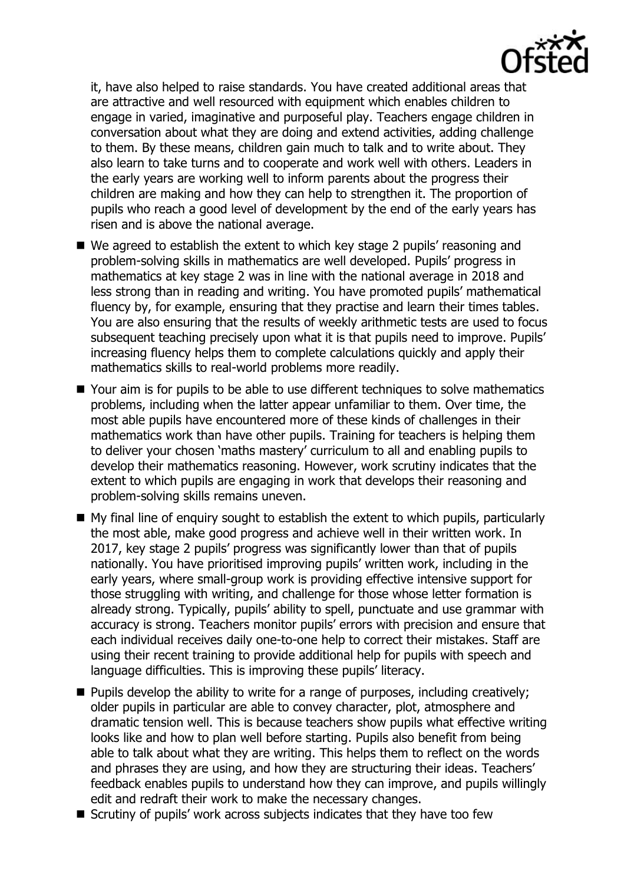it, have also helped to raise standards. You have created additional areas that are attractive and well resourced with equipment which enables children to engage in varied, imaginative and purposeful play. Teachers engage children in conversation about what they are doing and extend activities, adding challenge to them. By these means, children gain much to talk and to write about. They also learn to take turns and to cooperate and work well with others. Leaders in the early years are working well to inform parents about the progress their children are making and how they can help to strengthen it. The proportion of pupils who reach a good level of development by the end of the early years has risen and is above the national average.

- We agreed to establish the extent to which key stage 2 pupils' reasoning and problem-solving skills in mathematics are well developed. Pupils' progress in mathematics at key stage 2 was in line with the national average in 2018 and less strong than in reading and writing. You have promoted pupils' mathematical fluency by, for example, ensuring that they practise and learn their times tables. You are also ensuring that the results of weekly arithmetic tests are used to focus subsequent teaching precisely upon what it is that pupils need to improve. Pupils' increasing fluency helps them to complete calculations quickly and apply their mathematics skills to real-world problems more readily.
- Your aim is for pupils to be able to use different techniques to solve mathematics problems, including when the latter appear unfamiliar to them. Over time, the most able pupils have encountered more of these kinds of challenges in their mathematics work than have other pupils. Training for teachers is helping them to deliver your chosen 'maths mastery' curriculum to all and enabling pupils to develop their mathematics reasoning. However, work scrutiny indicates that the extent to which pupils are engaging in work that develops their reasoning and problem-solving skills remains uneven.
- My final line of enquiry sought to establish the extent to which pupils, particularly the most able, make good progress and achieve well in their written work. In 2017, key stage 2 pupils' progress was significantly lower than that of pupils nationally. You have prioritised improving pupils' written work, including in the early years, where small-group work is providing effective intensive support for those struggling with writing, and challenge for those whose letter formation is already strong. Typically, pupils' ability to spell, punctuate and use grammar with accuracy is strong. Teachers monitor pupils' errors with precision and ensure that each individual receives daily one-to-one help to correct their mistakes. Staff are using their recent training to provide additional help for pupils with speech and language difficulties. This is improving these pupils' literacy.
- Pupils develop the ability to write for a range of purposes, including creatively; older pupils in particular are able to convey character, plot, atmosphere and dramatic tension well. This is because teachers show pupils what effective writing looks like and how to plan well before starting. Pupils also benefit from being able to talk about what they are writing. This helps them to reflect on the words and phrases they are using, and how they are structuring their ideas. Teachers' feedback enables pupils to understand how they can improve, and pupils willingly edit and redraft their work to make the necessary changes.
- Scrutiny of pupils' work across subjects indicates that they have too few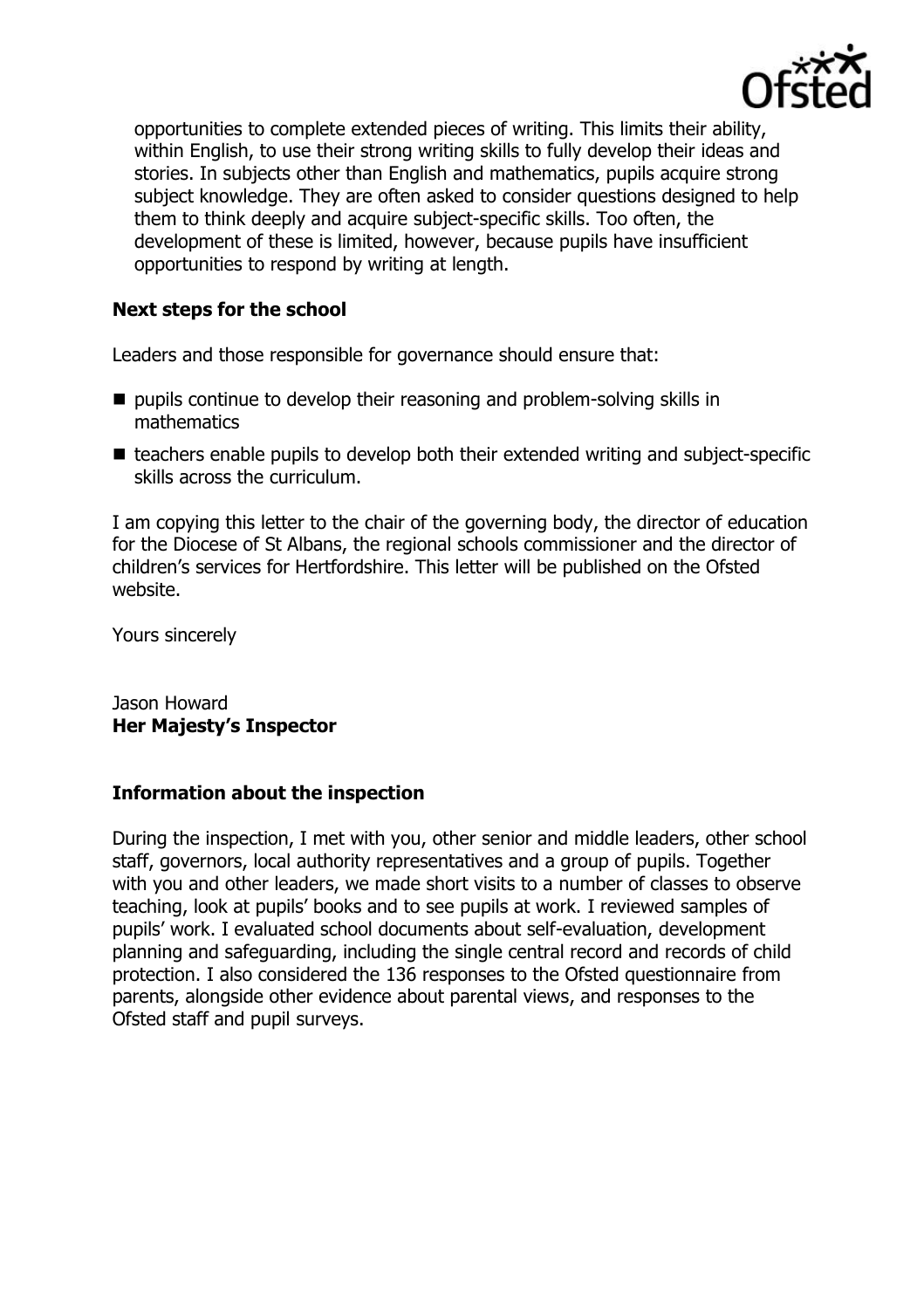opportunities to complete extended pieces of writing. This limits their ability, within English, to use their strong writing skills to fully develop their ideas and stories. In subjects other than English and mathematics, pupils acquire strong subject knowledge. They are often asked to consider questions designed to help them to think deeply and acquire subject-specific skills. Too often, the development of these is limited, however, because pupils have insufficient opportunities to respond by writing at length.

### Next steps for the school

Leaders and those responsible for governance should ensure that:

- pupils continue to develop their reasoning and problem-solving skills in mathematics
- teachers enable pupils to develop both their extended writing and subject-specific skills across the curriculum.

I am copying this letter to the chair of the governing body, the director of education for the Diocese of St Albans, the regional schools commissioner and the director of children's services for Hertfordshire. This letter will be published on the Ofsted website.

Yours sincerely

Jason Howard
**Her Majesty's Inspector**

### Information about the inspection

During the inspection, I met with you, other senior and middle leaders, other school staff, governors, local authority representatives and a group of pupils. Together with you and other leaders, we made short visits to a number of classes to observe teaching, look at pupils' books and to see pupils at work. I reviewed samples of pupils' work. I evaluated school documents about self-evaluation, development planning and safeguarding, including the single central record and records of child protection. I also considered the 136 responses to the Ofsted questionnaire from parents, alongside other evidence about parental views, and responses to the Ofsted staff and pupil surveys.